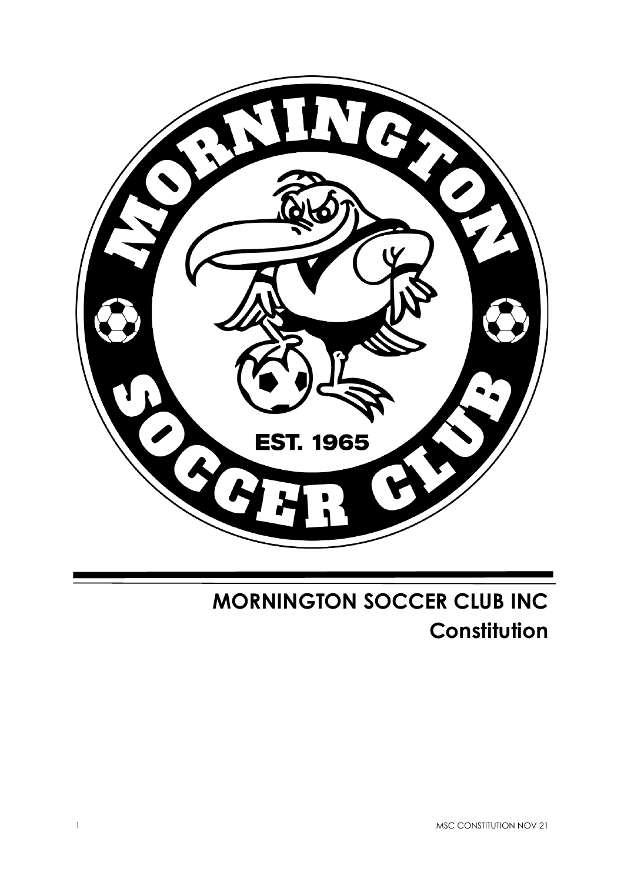# MORNINGTON SOCCER CLUB INC

## Constitution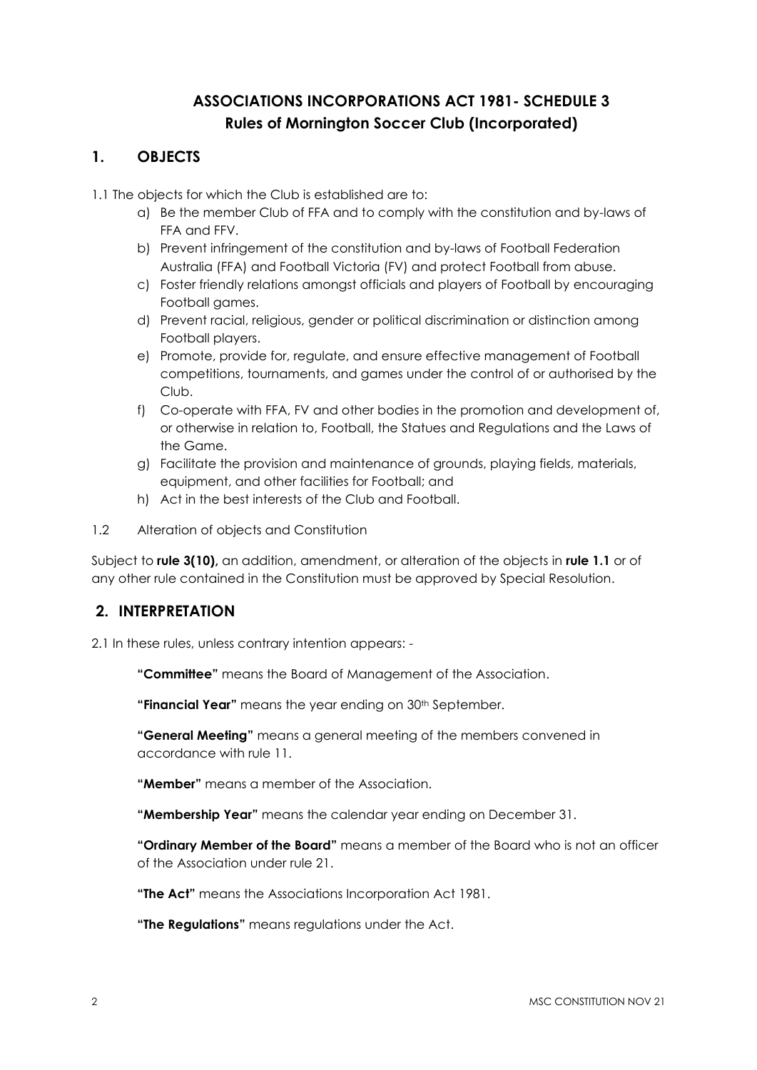# ASSOCIATIONS INCORPORATIONS ACT 1981- SCHEDULE 3
# Rules of Mornington Soccer Club (Incorporated)

## 1. OBJECTS

1.1 The objects for which the Club is established are to:

a) Be the member Club of FFA and to comply with the constitution and by-laws of FFA and FFV.
b) Prevent infringement of the constitution and by-laws of Football Federation Australia (FFA) and Football Victoria (FV) and protect Football from abuse.
c) Foster friendly relations amongst officials and players of Football by encouraging Football games.
d) Prevent racial, religious, gender or political discrimination or distinction among Football players.
e) Promote, provide for, regulate, and ensure effective management of Football competitions, tournaments, and games under the control of or authorised by the Club.
f) Co-operate with FFA, FV and other bodies in the promotion and development of, or otherwise in relation to, Football, the Statues and Regulations and the Laws of the Game.
g) Facilitate the provision and maintenance of grounds, playing fields, materials, equipment, and other facilities for Football; and
h) Act in the best interests of the Club and Football.

1.2 Alteration of objects and Constitution

Subject to **rule 3(10),** an addition, amendment, or alteration of the objects in **rule 1.1** or of any other rule contained in the Constitution must be approved by Special Resolution.

## 2. INTERPRETATION

2.1 In these rules, unless contrary intention appears: -

**"Committee"** means the Board of Management of the Association.

**"Financial Year"** means the year ending on 30th September.

**"General Meeting"** means a general meeting of the members convened in accordance with rule 11.

**"Member"** means a member of the Association.

**"Membership Year"** means the calendar year ending on December 31.

**"Ordinary Member of the Board"** means a member of the Board who is not an officer of the Association under rule 21.

**"The Act"** means the Associations Incorporation Act 1981.

**"The Regulations"** means regulations under the Act.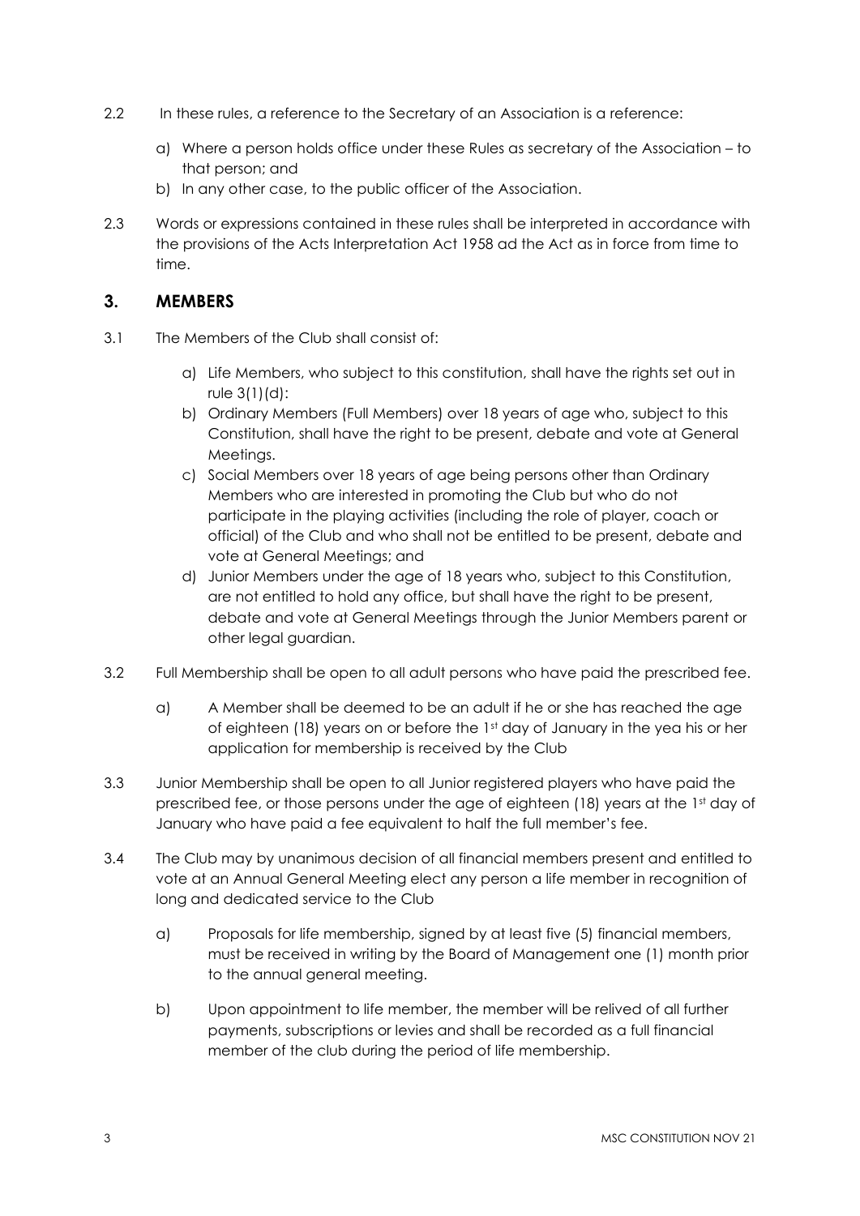2.2 In these rules, a reference to the Secretary of an Association is a reference:

a) Where a person holds office under these Rules as secretary of the Association – to that person; and
b) In any other case, to the public officer of the Association.

2.3 Words or expressions contained in these rules shall be interpreted in accordance with the provisions of the Acts Interpretation Act 1958 ad the Act as in force from time to time.

## 3. MEMBERS

3.1 The Members of the Club shall consist of:

a) Life Members, who subject to this constitution, shall have the rights set out in rule 3(1)(d):
b) Ordinary Members (Full Members) over 18 years of age who, subject to this Constitution, shall have the right to be present, debate and vote at General Meetings.
c) Social Members over 18 years of age being persons other than Ordinary Members who are interested in promoting the Club but who do not participate in the playing activities (including the role of player, coach or official) of the Club and who shall not be entitled to be present, debate and vote at General Meetings; and
d) Junior Members under the age of 18 years who, subject to this Constitution, are not entitled to hold any office, but shall have the right to be present, debate and vote at General Meetings through the Junior Members parent or other legal guardian.

3.2 Full Membership shall be open to all adult persons who have paid the prescribed fee.

a) A Member shall be deemed to be an adult if he or she has reached the age of eighteen (18) years on or before the 1st day of January in the yea his or her application for membership is received by the Club

3.3 Junior Membership shall be open to all Junior registered players who have paid the prescribed fee, or those persons under the age of eighteen (18) years at the 1st day of January who have paid a fee equivalent to half the full member's fee.

3.4 The Club may by unanimous decision of all financial members present and entitled to vote at an Annual General Meeting elect any person a life member in recognition of long and dedicated service to the Club

a) Proposals for life membership, signed by at least five (5) financial members, must be received in writing by the Board of Management one (1) month prior to the annual general meeting.

b) Upon appointment to life member, the member will be relived of all further payments, subscriptions or levies and shall be recorded as a full financial member of the club during the period of life membership.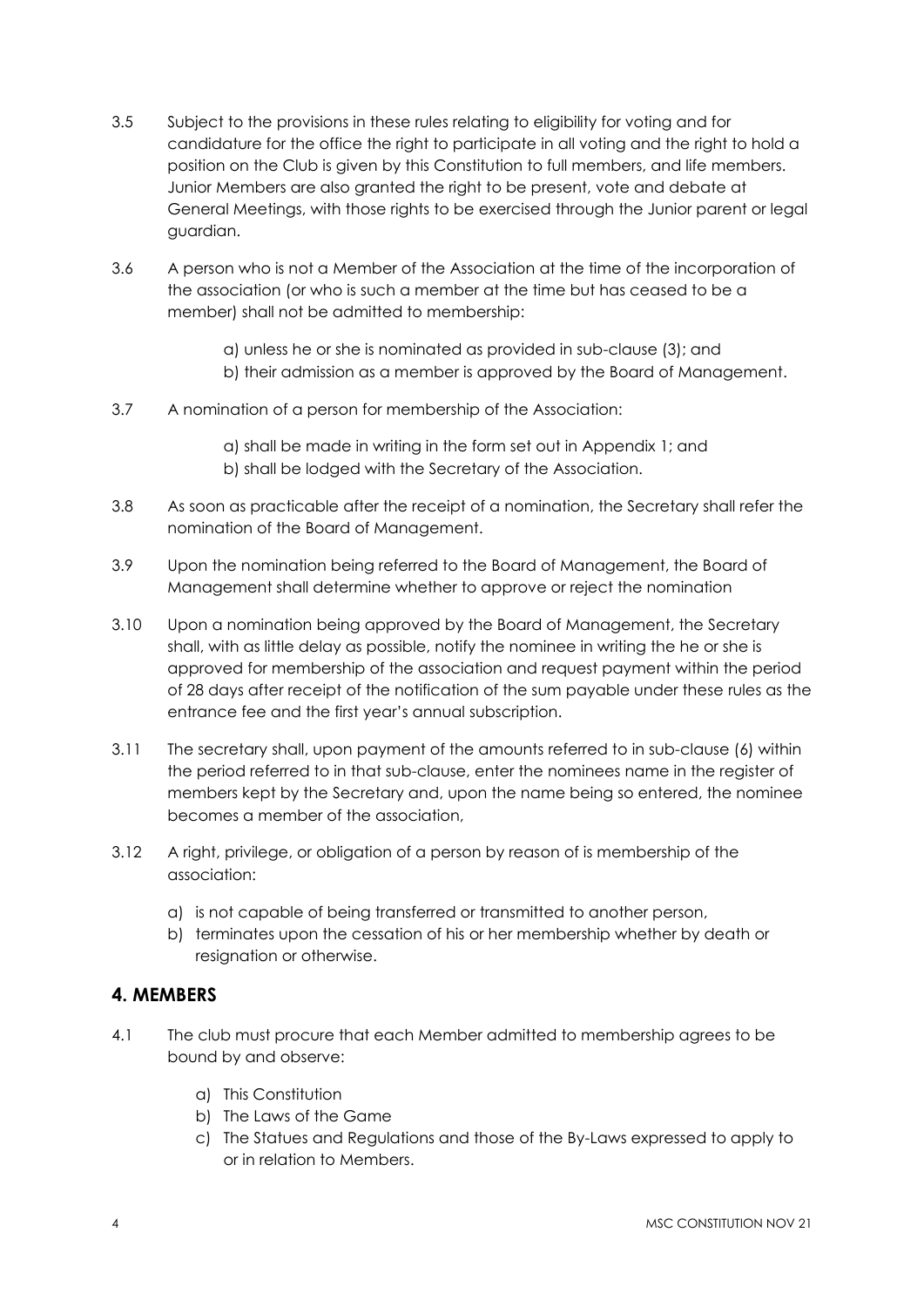3.5 Subject to the provisions in these rules relating to eligibility for voting and for candidature for the office the right to participate in all voting and the right to hold a position on the Club is given by this Constitution to full members, and life members. Junior Members are also granted the right to be present, vote and debate at General Meetings, with those rights to be exercised through the Junior parent or legal guardian.

3.6 A person who is not a Member of the Association at the time of the incorporation of the association (or who is such a member at the time but has ceased to be a member) shall not be admitted to membership:

a) unless he or she is nominated as provided in sub-clause (3); and
b) their admission as a member is approved by the Board of Management.

3.7 A nomination of a person for membership of the Association:

a) shall be made in writing in the form set out in Appendix 1; and
b) shall be lodged with the Secretary of the Association.

3.8 As soon as practicable after the receipt of a nomination, the Secretary shall refer the nomination of the Board of Management.

3.9 Upon the nomination being referred to the Board of Management, the Board of Management shall determine whether to approve or reject the nomination

3.10 Upon a nomination being approved by the Board of Management, the Secretary shall, with as little delay as possible, notify the nominee in writing the he or she is approved for membership of the association and request payment within the period of 28 days after receipt of the notification of the sum payable under these rules as the entrance fee and the first year's annual subscription.

3.11 The secretary shall, upon payment of the amounts referred to in sub-clause (6) within the period referred to in that sub-clause, enter the nominees name in the register of members kept by the Secretary and, upon the name being so entered, the nominee becomes a member of the association,

3.12 A right, privilege, or obligation of a person by reason of is membership of the association:

a) is not capable of being transferred or transmitted to another person,
b) terminates upon the cessation of his or her membership whether by death or resignation or otherwise.

## 4. MEMBERS

4.1 The club must procure that each Member admitted to membership agrees to be bound by and observe:

a) This Constitution
b) The Laws of the Game
c) The Statues and Regulations and those of the By-Laws expressed to apply to or in relation to Members.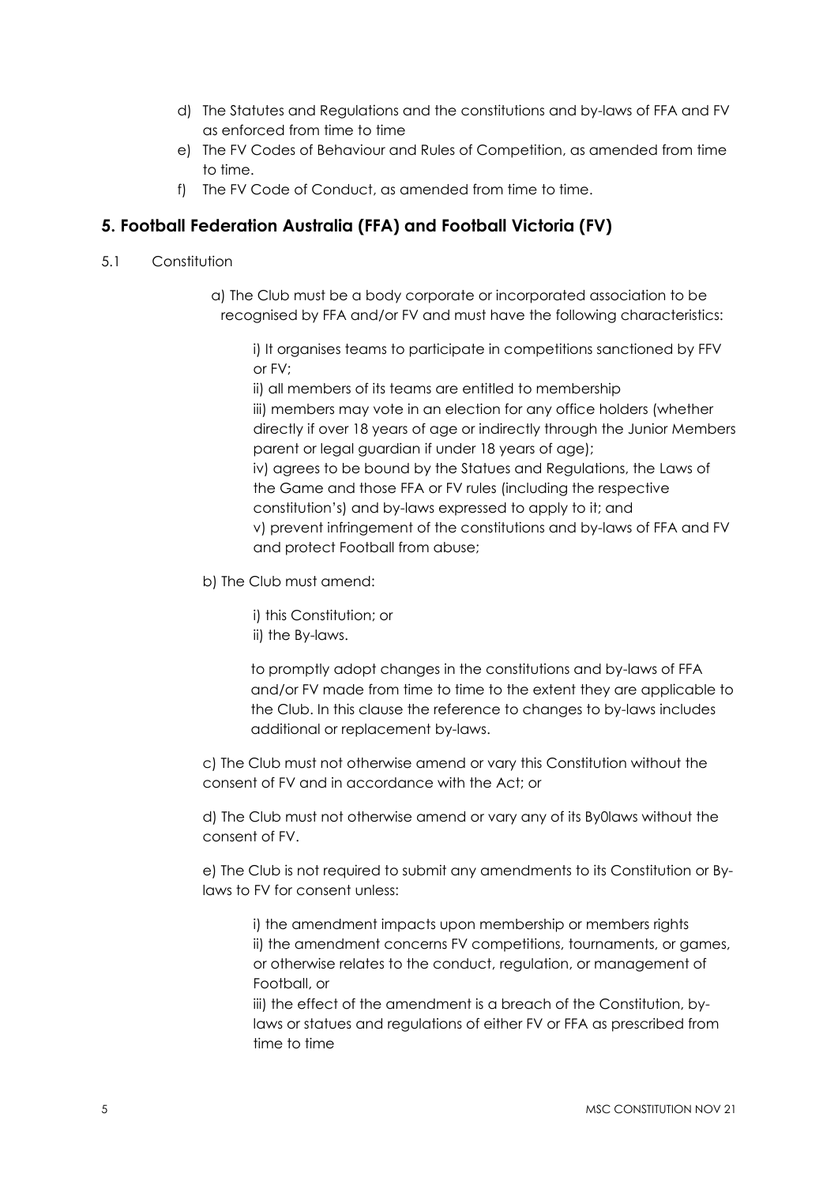d) The Statutes and Regulations and the constitutions and by-laws of FFA and FV as enforced from time to time

e) The FV Codes of Behaviour and Rules of Competition, as amended from time to time.

f) The FV Code of Conduct, as amended from time to time.

## 5. Football Federation Australia (FFA) and Football Victoria (FV)

5.1 Constitution

a) The Club must be a body corporate or incorporated association to be recognised by FFA and/or FV and must have the following characteristics:

i) It organises teams to participate in competitions sanctioned by FFV or FV;

ii) all members of its teams are entitled to membership

iii) members may vote in an election for any office holders (whether directly if over 18 years of age or indirectly through the Junior Members parent or legal guardian if under 18 years of age);

iv) agrees to be bound by the Statues and Regulations, the Laws of the Game and those FFA or FV rules (including the respective constitution's) and by-laws expressed to apply to it; and

v) prevent infringement of the constitutions and by-laws of FFA and FV and protect Football from abuse;

b) The Club must amend:

i) this Constitution; or

ii) the By-laws.

to promptly adopt changes in the constitutions and by-laws of FFA and/or FV made from time to time to the extent they are applicable to the Club. In this clause the reference to changes to by-laws includes additional or replacement by-laws.

c) The Club must not otherwise amend or vary this Constitution without the consent of FV and in accordance with the Act; or

d) The Club must not otherwise amend or vary any of its By0laws without the consent of FV.

e) The Club is not required to submit any amendments to its Constitution or By-laws to FV for consent unless:

i) the amendment impacts upon membership or members rights

ii) the amendment concerns FV competitions, tournaments, or games, or otherwise relates to the conduct, regulation, or management of Football, or

iii) the effect of the amendment is a breach of the Constitution, by-laws or statues and regulations of either FV or FFA as prescribed from time to time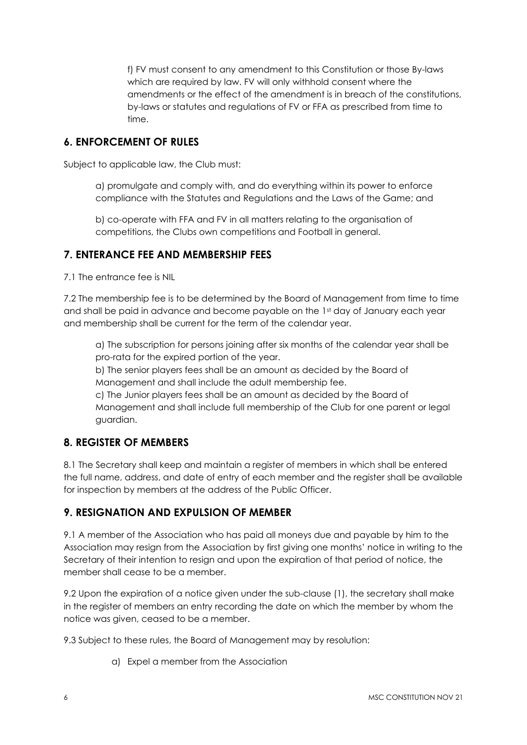f) FV must consent to any amendment to this Constitution or those By-laws which are required by law. FV will only withhold consent where the amendments or the effect of the amendment is in breach of the constitutions, by-laws or statutes and regulations of FV or FFA as prescribed from time to time.

## 6. ENFORCEMENT OF RULES

Subject to applicable law, the Club must:

a) promulgate and comply with, and do everything within its power to enforce compliance with the Statutes and Regulations and the Laws of the Game; and

b) co-operate with FFA and FV in all matters relating to the organisation of competitions, the Clubs own competitions and Football in general.

## 7. ENTERANCE FEE AND MEMBERSHIP FEES

7.1 The entrance fee is NIL

7.2 The membership fee is to be determined by the Board of Management from time to time and shall be paid in advance and become payable on the 1st day of January each year and membership shall be current for the term of the calendar year.

a) The subscription for persons joining after six months of the calendar year shall be pro-rata for the expired portion of the year.
b) The senior players fees shall be an amount as decided by the Board of Management and shall include the adult membership fee.
c) The Junior players fees shall be an amount as decided by the Board of Management and shall include full membership of the Club for one parent or legal guardian.

## 8. REGISTER OF MEMBERS

8.1 The Secretary shall keep and maintain a register of members in which shall be entered the full name, address, and date of entry of each member and the register shall be available for inspection by members at the address of the Public Officer.

## 9. RESIGNATION AND EXPULSION OF MEMBER

9.1 A member of the Association who has paid all moneys due and payable by him to the Association may resign from the Association by first giving one months' notice in writing to the Secretary of their intention to resign and upon the expiration of that period of notice, the member shall cease to be a member.

9.2 Upon the expiration of a notice given under the sub-clause (1), the secretary shall make in the register of members an entry recording the date on which the member by whom the notice was given, ceased to be a member.

9.3 Subject to these rules, the Board of Management may by resolution:

a) Expel a member from the Association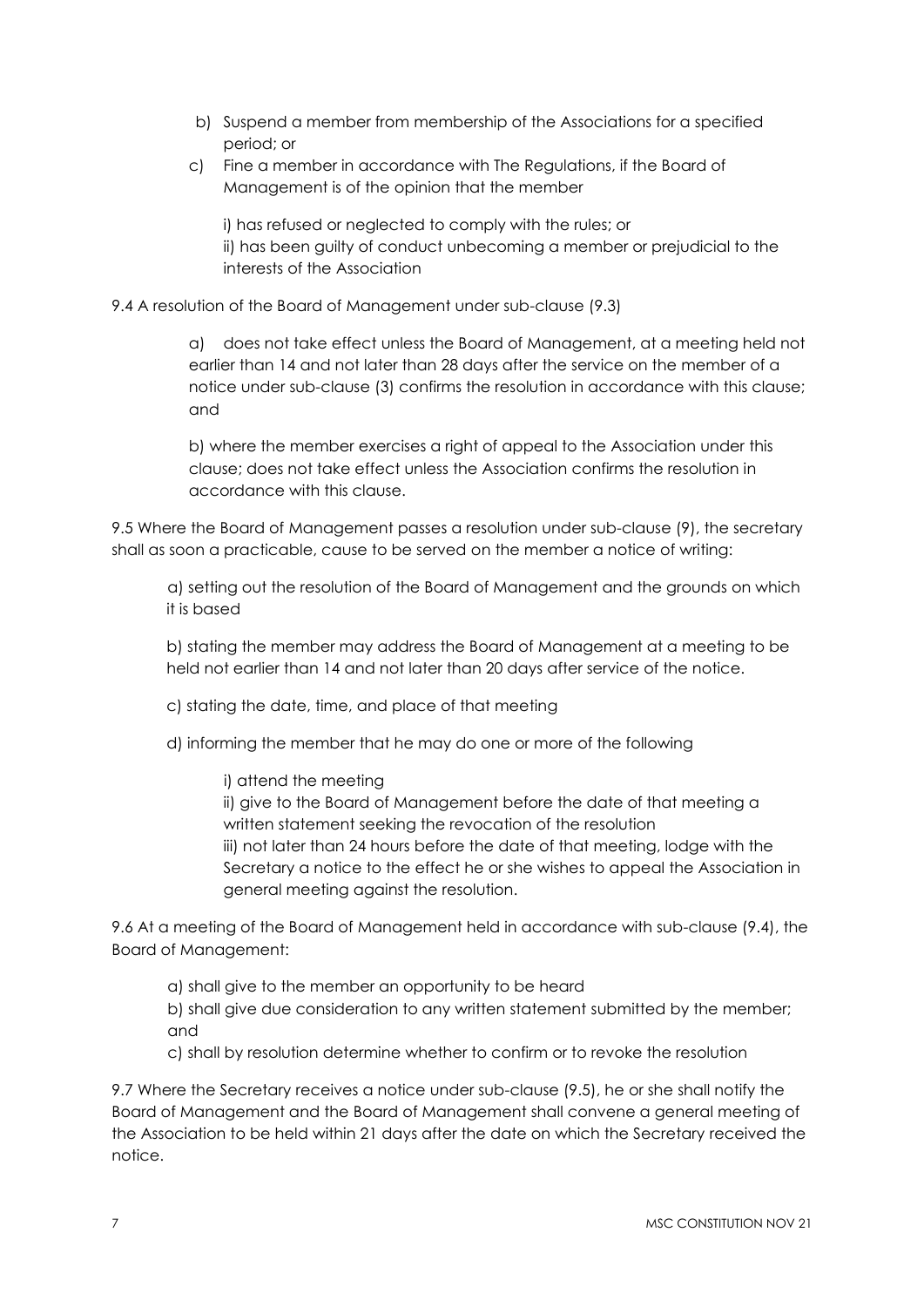b) Suspend a member from membership of the Associations for a specified period; or

c) Fine a member in accordance with The Regulations, if the Board of Management is of the opinion that the member

i) has refused or neglected to comply with the rules; or
ii) has been guilty of conduct unbecoming a member or prejudicial to the interests of the Association

9.4 A resolution of the Board of Management under sub-clause (9.3)

a) does not take effect unless the Board of Management, at a meeting held not earlier than 14 and not later than 28 days after the service on the member of a notice under sub-clause (3) confirms the resolution in accordance with this clause; and

b) where the member exercises a right of appeal to the Association under this clause; does not take effect unless the Association confirms the resolution in accordance with this clause.

9.5 Where the Board of Management passes a resolution under sub-clause (9), the secretary shall as soon a practicable, cause to be served on the member a notice of writing:

a) setting out the resolution of the Board of Management and the grounds on which it is based

b) stating the member may address the Board of Management at a meeting to be held not earlier than 14 and not later than 20 days after service of the notice.

c) stating the date, time, and place of that meeting

d) informing the member that he may do one or more of the following

i) attend the meeting
ii) give to the Board of Management before the date of that meeting a written statement seeking the revocation of the resolution
iii) not later than 24 hours before the date of that meeting, lodge with the Secretary a notice to the effect he or she wishes to appeal the Association in general meeting against the resolution.

9.6 At a meeting of the Board of Management held in accordance with sub-clause (9.4), the Board of Management:

a) shall give to the member an opportunity to be heard
b) shall give due consideration to any written statement submitted by the member; and
c) shall by resolution determine whether to confirm or to revoke the resolution

9.7 Where the Secretary receives a notice under sub-clause (9.5), he or she shall notify the Board of Management and the Board of Management shall convene a general meeting of the Association to be held within 21 days after the date on which the Secretary received the notice.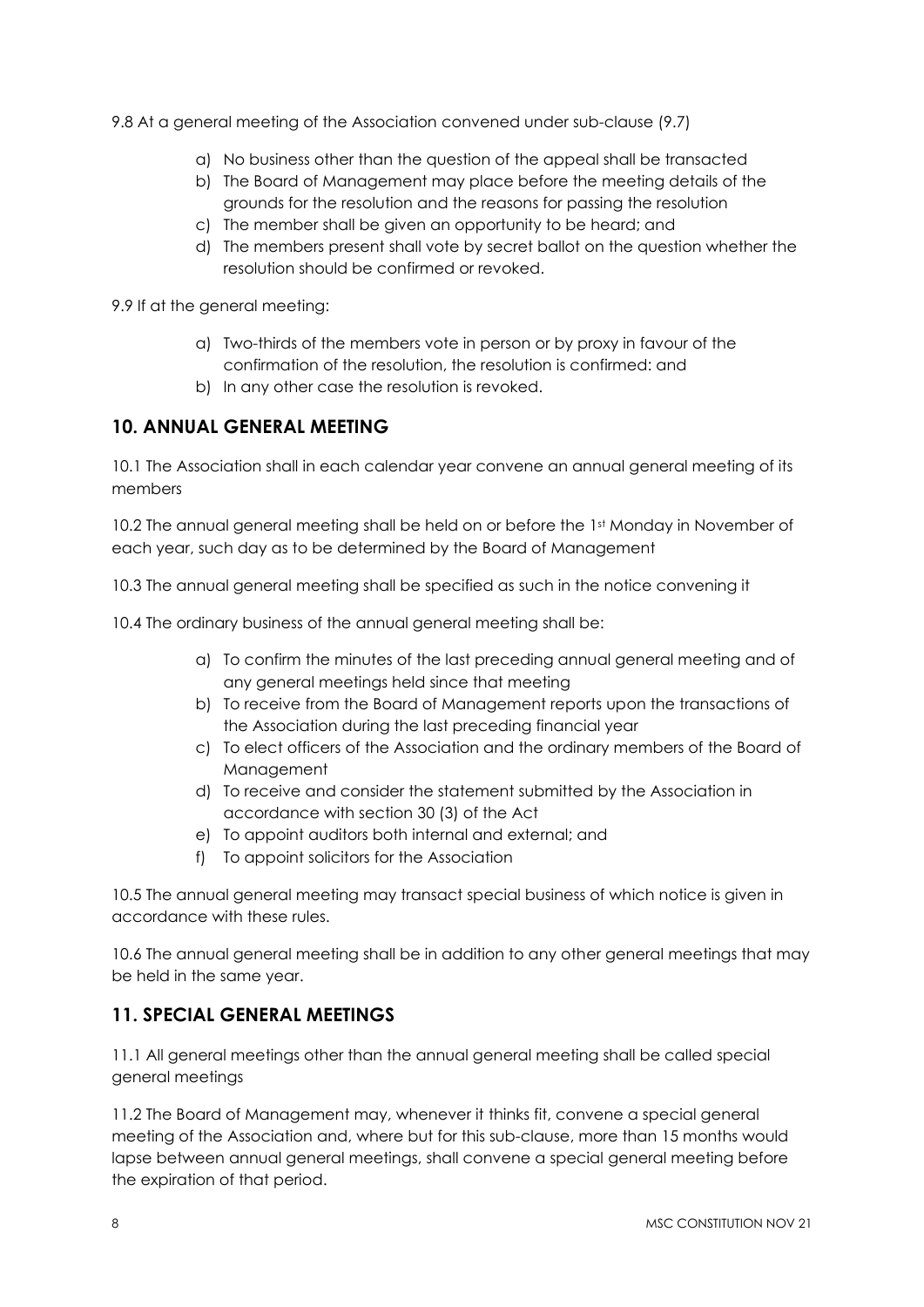9.8 At a general meeting of the Association convened under sub-clause (9.7)

- a) No business other than the question of the appeal shall be transacted
- b) The Board of Management may place before the meeting details of the grounds for the resolution and the reasons for passing the resolution
- c) The member shall be given an opportunity to be heard; and
- d) The members present shall vote by secret ballot on the question whether the resolution should be confirmed or revoked.

9.9 If at the general meeting:

- a) Two-thirds of the members vote in person or by proxy in favour of the confirmation of the resolution, the resolution is confirmed: and
- b) In any other case the resolution is revoked.

## 10. ANNUAL GENERAL MEETING

10.1 The Association shall in each calendar year convene an annual general meeting of its members

10.2 The annual general meeting shall be held on or before the 1st Monday in November of each year, such day as to be determined by the Board of Management

10.3 The annual general meeting shall be specified as such in the notice convening it

10.4 The ordinary business of the annual general meeting shall be:

- a) To confirm the minutes of the last preceding annual general meeting and of any general meetings held since that meeting
- b) To receive from the Board of Management reports upon the transactions of the Association during the last preceding financial year
- c) To elect officers of the Association and the ordinary members of the Board of Management
- d) To receive and consider the statement submitted by the Association in accordance with section 30 (3) of the Act
- e) To appoint auditors both internal and external; and
- f) To appoint solicitors for the Association

10.5 The annual general meeting may transact special business of which notice is given in accordance with these rules.

10.6 The annual general meeting shall be in addition to any other general meetings that may be held in the same year.

## 11. SPECIAL GENERAL MEETINGS

11.1 All general meetings other than the annual general meeting shall be called special general meetings

11.2 The Board of Management may, whenever it thinks fit, convene a special general meeting of the Association and, where but for this sub-clause, more than 15 months would lapse between annual general meetings, shall convene a special general meeting before the expiration of that period.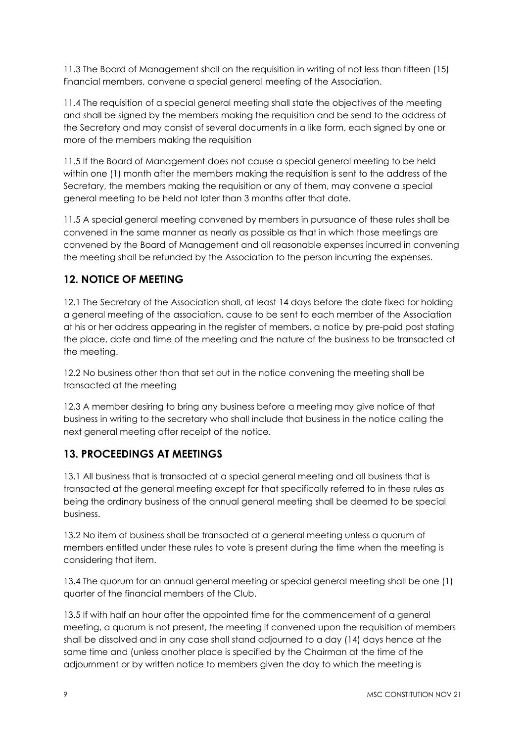11.3 The Board of Management shall on the requisition in writing of not less than fifteen (15) financial members, convene a special general meeting of the Association.

11.4 The requisition of a special general meeting shall state the objectives of the meeting and shall be signed by the members making the requisition and be send to the address of the Secretary and may consist of several documents in a like form, each signed by one or more of the members making the requisition

11.5 If the Board of Management does not cause a special general meeting to be held within one (1) month after the members making the requisition is sent to the address of the Secretary, the members making the requisition or any of them, may convene a special general meeting to be held not later than 3 months after that date.

11.5 A special general meeting convened by members in pursuance of these rules shall be convened in the same manner as nearly as possible as that in which those meetings are convened by the Board of Management and all reasonable expenses incurred in convening the meeting shall be refunded by the Association to the person incurring the expenses.

## 12. NOTICE OF MEETING

12.1 The Secretary of the Association shall, at least 14 days before the date fixed for holding a general meeting of the association, cause to be sent to each member of the Association at his or her address appearing in the register of members, a notice by pre-paid post stating the place, date and time of the meeting and the nature of the business to be transacted at the meeting.

12.2 No business other than that set out in the notice convening the meeting shall be transacted at the meeting

12.3 A member desiring to bring any business before a meeting may give notice of that business in writing to the secretary who shall include that business in the notice calling the next general meeting after receipt of the notice.

## 13. PROCEEDINGS AT MEETINGS

13.1 All business that is transacted at a special general meeting and all business that is transacted at the general meeting except for that specifically referred to in these rules as being the ordinary business of the annual general meeting shall be deemed to be special business.

13.2 No item of business shall be transacted at a general meeting unless a quorum of members entitled under these rules to vote is present during the time when the meeting is considering that item.

13.4 The quorum for an annual general meeting or special general meeting shall be one (1) quarter of the financial members of the Club.

13.5 If with half an hour after the appointed time for the commencement of a general meeting, a quorum is not present, the meeting if convened upon the requisition of members shall be dissolved and in any case shall stand adjourned to a day (14) days hence at the same time and (unless another place is specified by the Chairman at the time of the adjournment or by written notice to members given the day to which the meeting is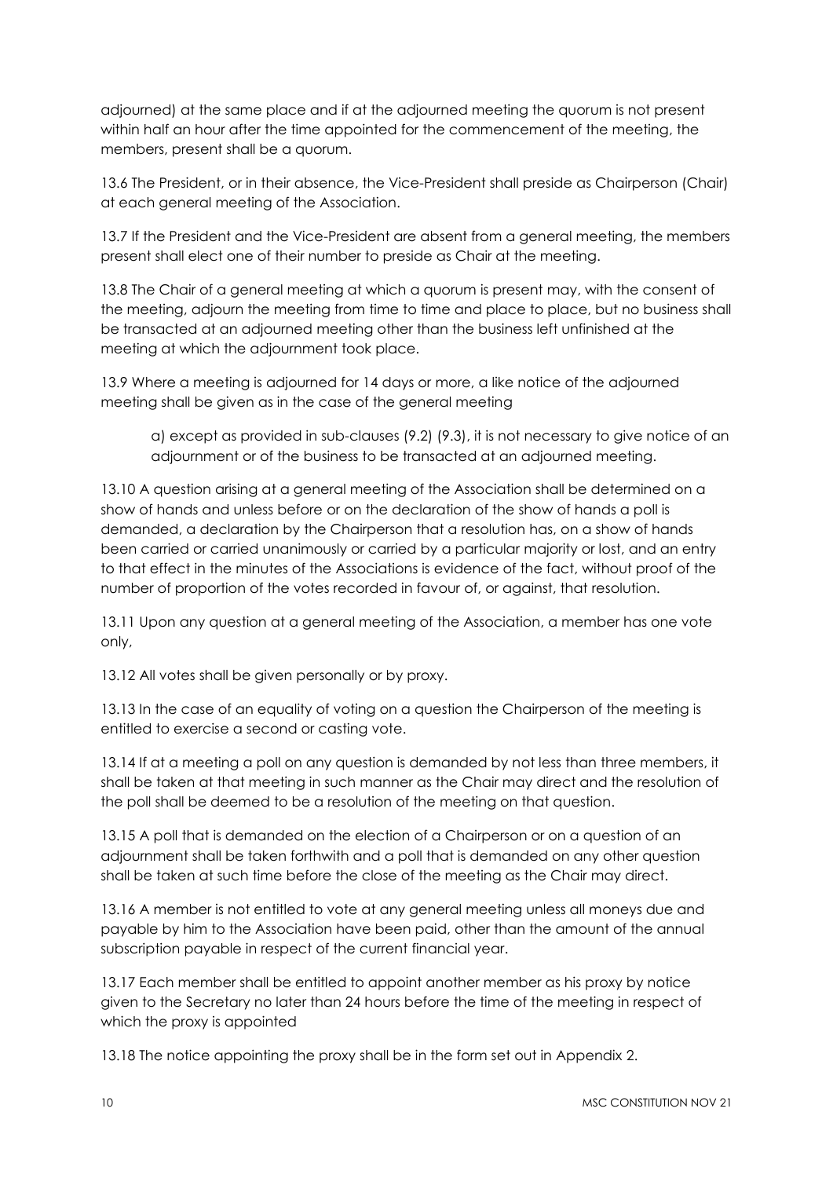adjourned) at the same place and if at the adjourned meeting the quorum is not present within half an hour after the time appointed for the commencement of the meeting, the members, present shall be a quorum.

13.6 The President, or in their absence, the Vice-President shall preside as Chairperson (Chair) at each general meeting of the Association.

13.7 If the President and the Vice-President are absent from a general meeting, the members present shall elect one of their number to preside as Chair at the meeting.

13.8 The Chair of a general meeting at which a quorum is present may, with the consent of the meeting, adjourn the meeting from time to time and place to place, but no business shall be transacted at an adjourned meeting other than the business left unfinished at the meeting at which the adjournment took place.

13.9 Where a meeting is adjourned for 14 days or more, a like notice of the adjourned meeting shall be given as in the case of the general meeting

> a) except as provided in sub-clauses (9.2) (9.3), it is not necessary to give notice of an adjournment or of the business to be transacted at an adjourned meeting.

13.10 A question arising at a general meeting of the Association shall be determined on a show of hands and unless before or on the declaration of the show of hands a poll is demanded, a declaration by the Chairperson that a resolution has, on a show of hands been carried or carried unanimously or carried by a particular majority or lost, and an entry to that effect in the minutes of the Associations is evidence of the fact, without proof of the number of proportion of the votes recorded in favour of, or against, that resolution.

13.11 Upon any question at a general meeting of the Association, a member has one vote only,

13.12 All votes shall be given personally or by proxy.

13.13 In the case of an equality of voting on a question the Chairperson of the meeting is entitled to exercise a second or casting vote.

13.14 If at a meeting a poll on any question is demanded by not less than three members, it shall be taken at that meeting in such manner as the Chair may direct and the resolution of the poll shall be deemed to be a resolution of the meeting on that question.

13.15 A poll that is demanded on the election of a Chairperson or on a question of an adjournment shall be taken forthwith and a poll that is demanded on any other question shall be taken at such time before the close of the meeting as the Chair may direct.

13.16 A member is not entitled to vote at any general meeting unless all moneys due and payable by him to the Association have been paid, other than the amount of the annual subscription payable in respect of the current financial year.

13.17 Each member shall be entitled to appoint another member as his proxy by notice given to the Secretary no later than 24 hours before the time of the meeting in respect of which the proxy is appointed

13.18 The notice appointing the proxy shall be in the form set out in Appendix 2.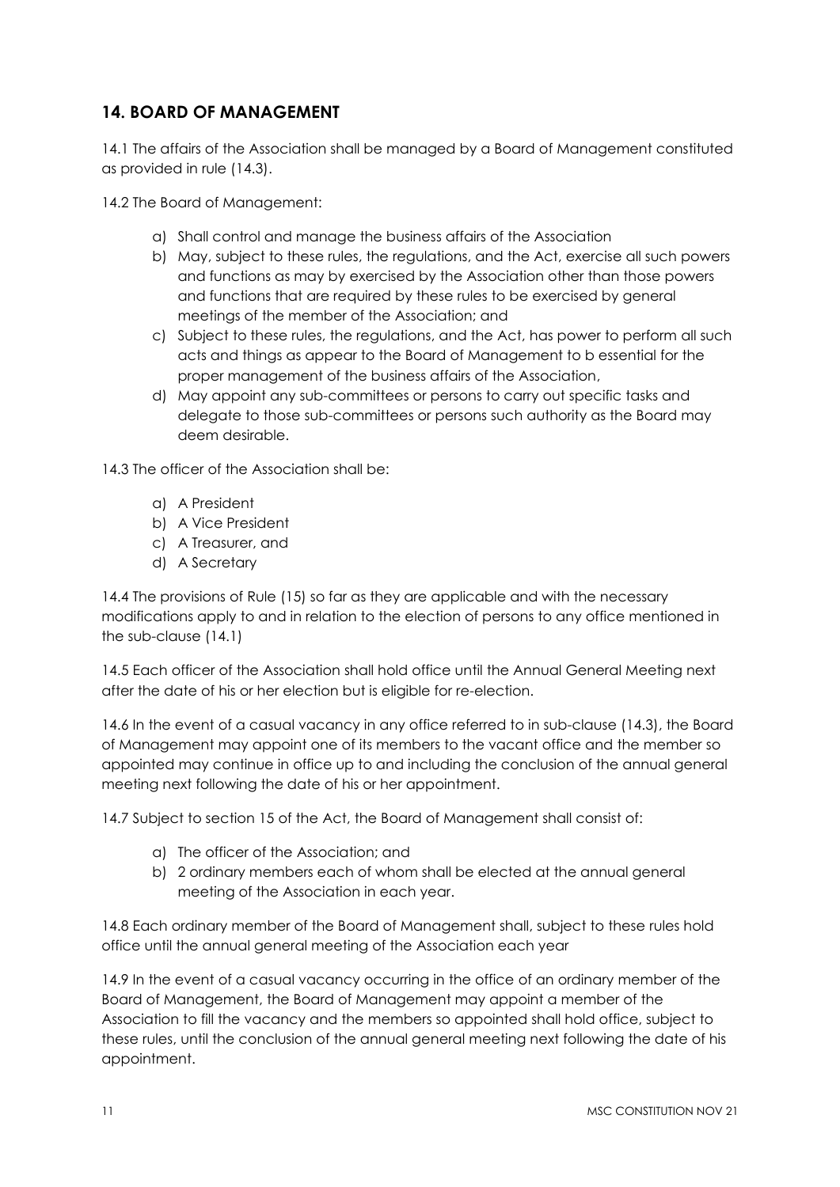## 14. BOARD OF MANAGEMENT

14.1 The affairs of the Association shall be managed by a Board of Management constituted as provided in rule (14.3).

14.2 The Board of Management:

a) Shall control and manage the business affairs of the Association
b) May, subject to these rules, the regulations, and the Act, exercise all such powers and functions as may by exercised by the Association other than those powers and functions that are required by these rules to be exercised by general meetings of the member of the Association; and
c) Subject to these rules, the regulations, and the Act, has power to perform all such acts and things as appear to the Board of Management to b essential for the proper management of the business affairs of the Association,
d) May appoint any sub-committees or persons to carry out specific tasks and delegate to those sub-committees or persons such authority as the Board may deem desirable.

14.3 The officer of the Association shall be:

a) A President
b) A Vice President
c) A Treasurer, and
d) A Secretary

14.4 The provisions of Rule (15) so far as they are applicable and with the necessary modifications apply to and in relation to the election of persons to any office mentioned in the sub-clause (14.1)

14.5 Each officer of the Association shall hold office until the Annual General Meeting next after the date of his or her election but is eligible for re-election.

14.6 In the event of a casual vacancy in any office referred to in sub-clause (14.3), the Board of Management may appoint one of its members to the vacant office and the member so appointed may continue in office up to and including the conclusion of the annual general meeting next following the date of his or her appointment.

14.7 Subject to section 15 of the Act, the Board of Management shall consist of:

a) The officer of the Association; and
b) 2 ordinary members each of whom shall be elected at the annual general meeting of the Association in each year.

14.8 Each ordinary member of the Board of Management shall, subject to these rules hold office until the annual general meeting of the Association each year

14.9 In the event of a casual vacancy occurring in the office of an ordinary member of the Board of Management, the Board of Management may appoint a member of the Association to fill the vacancy and the members so appointed shall hold office, subject to these rules, until the conclusion of the annual general meeting next following the date of his appointment.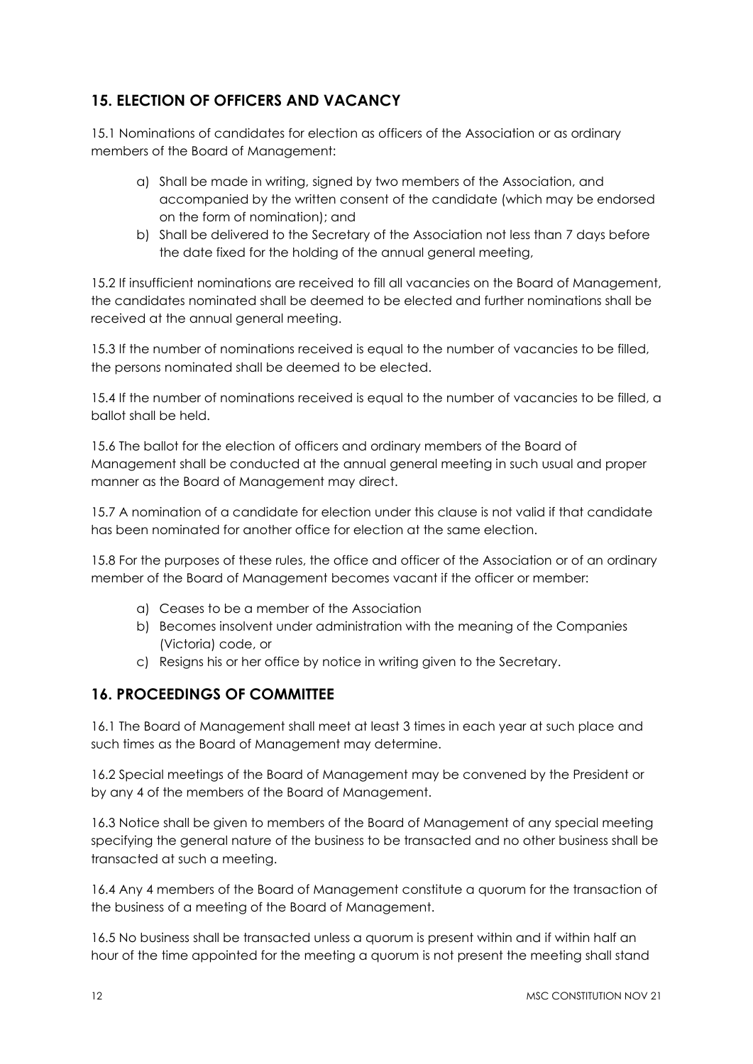## 15. ELECTION OF OFFICERS AND VACANCY

15.1 Nominations of candidates for election as officers of the Association or as ordinary members of the Board of Management:

a) Shall be made in writing, signed by two members of the Association, and accompanied by the written consent of the candidate (which may be endorsed on the form of nomination); and
b) Shall be delivered to the Secretary of the Association not less than 7 days before the date fixed for the holding of the annual general meeting,

15.2 If insufficient nominations are received to fill all vacancies on the Board of Management, the candidates nominated shall be deemed to be elected and further nominations shall be received at the annual general meeting.

15.3 If the number of nominations received is equal to the number of vacancies to be filled, the persons nominated shall be deemed to be elected.

15.4 If the number of nominations received is equal to the number of vacancies to be filled, a ballot shall be held.

15.6 The ballot for the election of officers and ordinary members of the Board of Management shall be conducted at the annual general meeting in such usual and proper manner as the Board of Management may direct.

15.7 A nomination of a candidate for election under this clause is not valid if that candidate has been nominated for another office for election at the same election.

15.8 For the purposes of these rules, the office and officer of the Association or of an ordinary member of the Board of Management becomes vacant if the officer or member:

a) Ceases to be a member of the Association
b) Becomes insolvent under administration with the meaning of the Companies (Victoria) code, or
c) Resigns his or her office by notice in writing given to the Secretary.

## 16. PROCEEDINGS OF COMMITTEE

16.1 The Board of Management shall meet at least 3 times in each year at such place and such times as the Board of Management may determine.

16.2 Special meetings of the Board of Management may be convened by the President or by any 4 of the members of the Board of Management.

16.3 Notice shall be given to members of the Board of Management of any special meeting specifying the general nature of the business to be transacted and no other business shall be transacted at such a meeting.

16.4 Any 4 members of the Board of Management constitute a quorum for the transaction of the business of a meeting of the Board of Management.

16.5 No business shall be transacted unless a quorum is present within and if within half an hour of the time appointed for the meeting a quorum is not present the meeting shall stand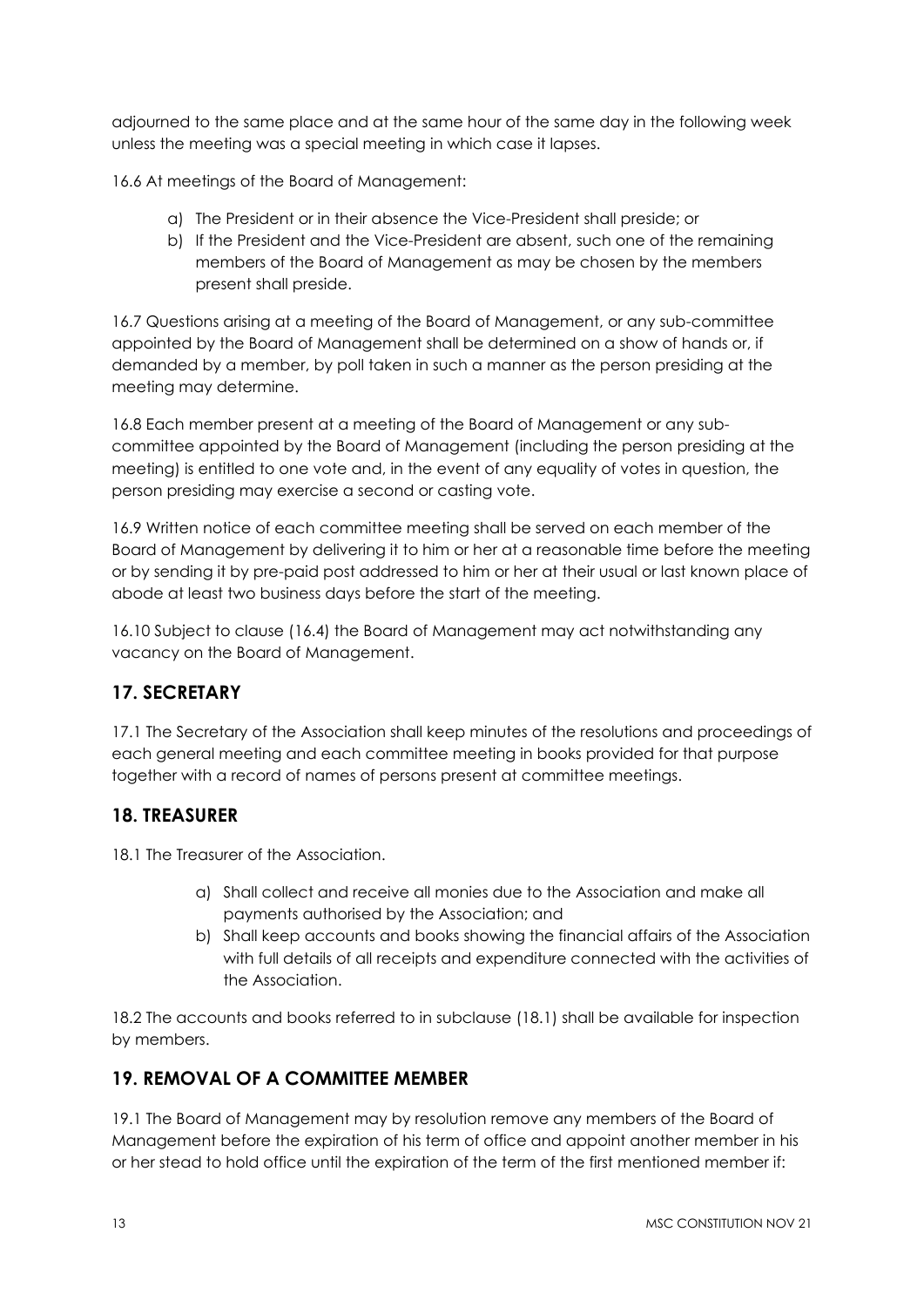adjourned to the same place and at the same hour of the same day in the following week unless the meeting was a special meeting in which case it lapses.

16.6 At meetings of the Board of Management:

a) The President or in their absence the Vice-President shall preside; or
b) If the President and the Vice-President are absent, such one of the remaining members of the Board of Management as may be chosen by the members present shall preside.

16.7 Questions arising at a meeting of the Board of Management, or any sub-committee appointed by the Board of Management shall be determined on a show of hands or, if demanded by a member, by poll taken in such a manner as the person presiding at the meeting may determine.

16.8 Each member present at a meeting of the Board of Management or any sub-committee appointed by the Board of Management (including the person presiding at the meeting) is entitled to one vote and, in the event of any equality of votes in question, the person presiding may exercise a second or casting vote.

16.9 Written notice of each committee meeting shall be served on each member of the Board of Management by delivering it to him or her at a reasonable time before the meeting or by sending it by pre-paid post addressed to him or her at their usual or last known place of abode at least two business days before the start of the meeting.

16.10 Subject to clause (16.4) the Board of Management may act notwithstanding any vacancy on the Board of Management.

## 17. SECRETARY

17.1 The Secretary of the Association shall keep minutes of the resolutions and proceedings of each general meeting and each committee meeting in books provided for that purpose together with a record of names of persons present at committee meetings.

## 18. TREASURER

18.1 The Treasurer of the Association.

a) Shall collect and receive all monies due to the Association and make all payments authorised by the Association; and
b) Shall keep accounts and books showing the financial affairs of the Association with full details of all receipts and expenditure connected with the activities of the Association.

18.2 The accounts and books referred to in subclause (18.1) shall be available for inspection by members.

## 19. REMOVAL OF A COMMITTEE MEMBER

19.1 The Board of Management may by resolution remove any members of the Board of Management before the expiration of his term of office and appoint another member in his or her stead to hold office until the expiration of the term of the first mentioned member if: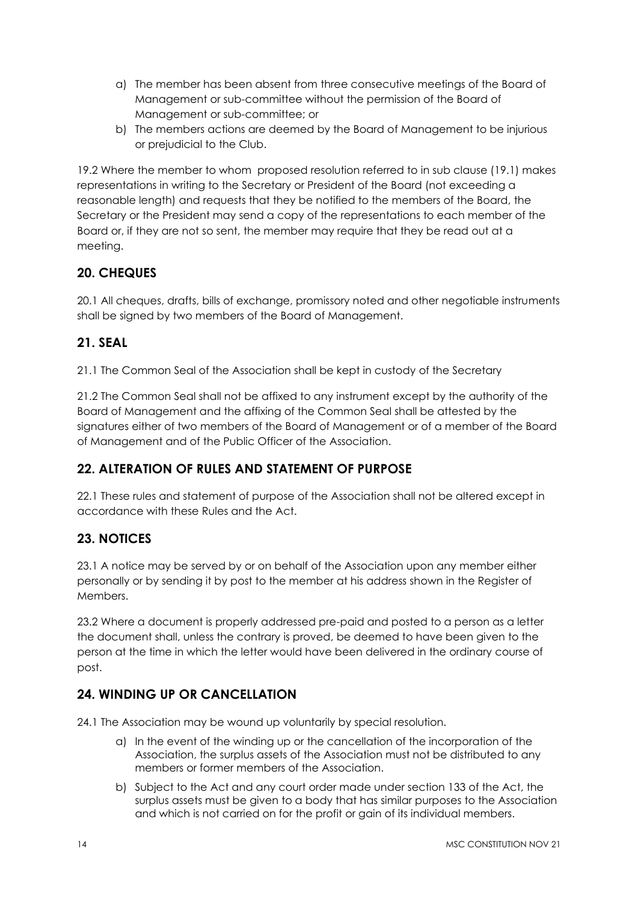a) The member has been absent from three consecutive meetings of the Board of Management or sub-committee without the permission of the Board of Management or sub-committee; or
b) The members actions are deemed by the Board of Management to be injurious or prejudicial to the Club.

19.2 Where the member to whom proposed resolution referred to in sub clause (19.1) makes representations in writing to the Secretary or President of the Board (not exceeding a reasonable length) and requests that they be notified to the members of the Board, the Secretary or the President may send a copy of the representations to each member of the Board or, if they are not so sent, the member may require that they be read out at a meeting.

## 20. CHEQUES

20.1 All cheques, drafts, bills of exchange, promissory noted and other negotiable instruments shall be signed by two members of the Board of Management.

## 21. SEAL

21.1 The Common Seal of the Association shall be kept in custody of the Secretary

21.2 The Common Seal shall not be affixed to any instrument except by the authority of the Board of Management and the affixing of the Common Seal shall be attested by the signatures either of two members of the Board of Management or of a member of the Board of Management and of the Public Officer of the Association.

## 22. ALTERATION OF RULES AND STATEMENT OF PURPOSE

22.1 These rules and statement of purpose of the Association shall not be altered except in accordance with these Rules and the Act.

## 23. NOTICES

23.1 A notice may be served by or on behalf of the Association upon any member either personally or by sending it by post to the member at his address shown in the Register of Members.

23.2 Where a document is properly addressed pre-paid and posted to a person as a letter the document shall, unless the contrary is proved, be deemed to have been given to the person at the time in which the letter would have been delivered in the ordinary course of post.

## 24. WINDING UP OR CANCELLATION

24.1 The Association may be wound up voluntarily by special resolution.

a) In the event of the winding up or the cancellation of the incorporation of the Association, the surplus assets of the Association must not be distributed to any members or former members of the Association.
b) Subject to the Act and any court order made under section 133 of the Act, the surplus assets must be given to a body that has similar purposes to the Association and which is not carried on for the profit or gain of its individual members.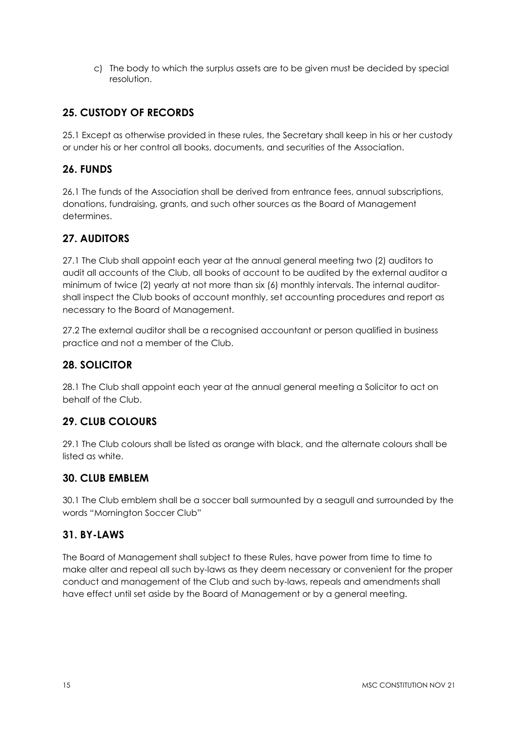c) The body to which the surplus assets are to be given must be decided by special resolution.

## 25. CUSTODY OF RECORDS

25.1 Except as otherwise provided in these rules, the Secretary shall keep in his or her custody or under his or her control all books, documents, and securities of the Association.

## 26. FUNDS

26.1 The funds of the Association shall be derived from entrance fees, annual subscriptions, donations, fundraising, grants, and such other sources as the Board of Management determines.

## 27. AUDITORS

27.1 The Club shall appoint each year at the annual general meeting two (2) auditors to audit all accounts of the Club, all books of account to be audited by the external auditor a minimum of twice (2) yearly at not more than six (6) monthly intervals. The internal auditor-shall inspect the Club books of account monthly, set accounting procedures and report as necessary to the Board of Management.

27.2 The external auditor shall be a recognised accountant or person qualified in business practice and not a member of the Club.

## 28. SOLICITOR

28.1 The Club shall appoint each year at the annual general meeting a Solicitor to act on behalf of the Club.

## 29. CLUB COLOURS

29.1 The Club colours shall be listed as orange with black, and the alternate colours shall be listed as white.

## 30. CLUB EMBLEM

30.1 The Club emblem shall be a soccer ball surmounted by a seagull and surrounded by the words "Mornington Soccer Club"

## 31. BY-LAWS

The Board of Management shall subject to these Rules, have power from time to time to make alter and repeal all such by-laws as they deem necessary or convenient for the proper conduct and management of the Club and such by-laws, repeals and amendments shall have effect until set aside by the Board of Management or by a general meeting.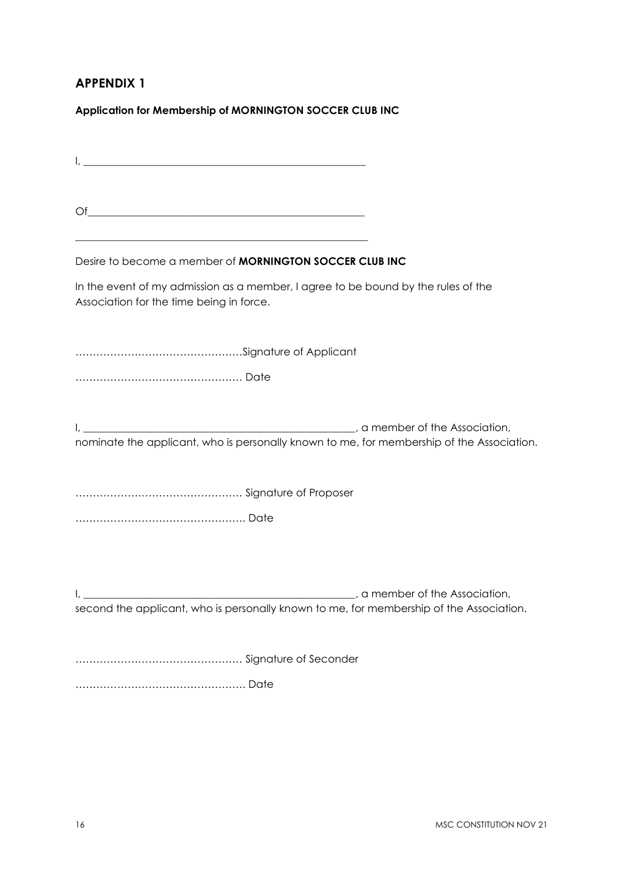## APPENDIX 1

**Application for Membership of MORNINGTON SOCCER CLUB INC**

I, ______________________________________________________

Of____________________________________________________

______________________________________________________

Desire to become a member of **MORNINGTON SOCCER CLUB INC**

In the event of my admission as a member, I agree to be bound by the rules of the Association for the time being in force.

…………………………………………Signature of Applicant

………………………………………… Date

I, ____________________________________________________, a member of the Association, nominate the applicant, who is personally known to me, for membership of the Association.

………………………………………… Signature of Proposer

…………………………………………. Date

I, ____________________________________________________, a member of the Association, second the applicant, who is personally known to me, for membership of the Association.

………………………………………… Signature of Seconder

…………………………………………. Date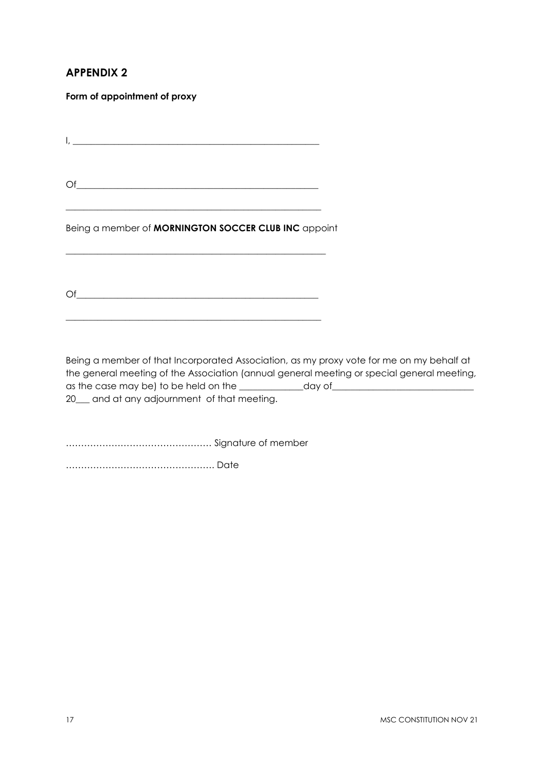## APPENDIX 2

**Form of appointment of proxy**

I, ________________________________________________________

Of_______________________________________________________

_________________________________________________________

Being a member of **MORNINGTON SOCCER CLUB INC** appoint

_________________________________________________________

Of_______________________________________________________

_________________________________________________________

Being a member of that Incorporated Association, as my proxy vote for me on my behalf at the general meeting of the Association (annual general meeting or special general meeting, as the case may be) to be held on the ______________day of_______________________________ 20___ and at any adjournment of that meeting.

………………………………………… Signature of member

………………………………………… Date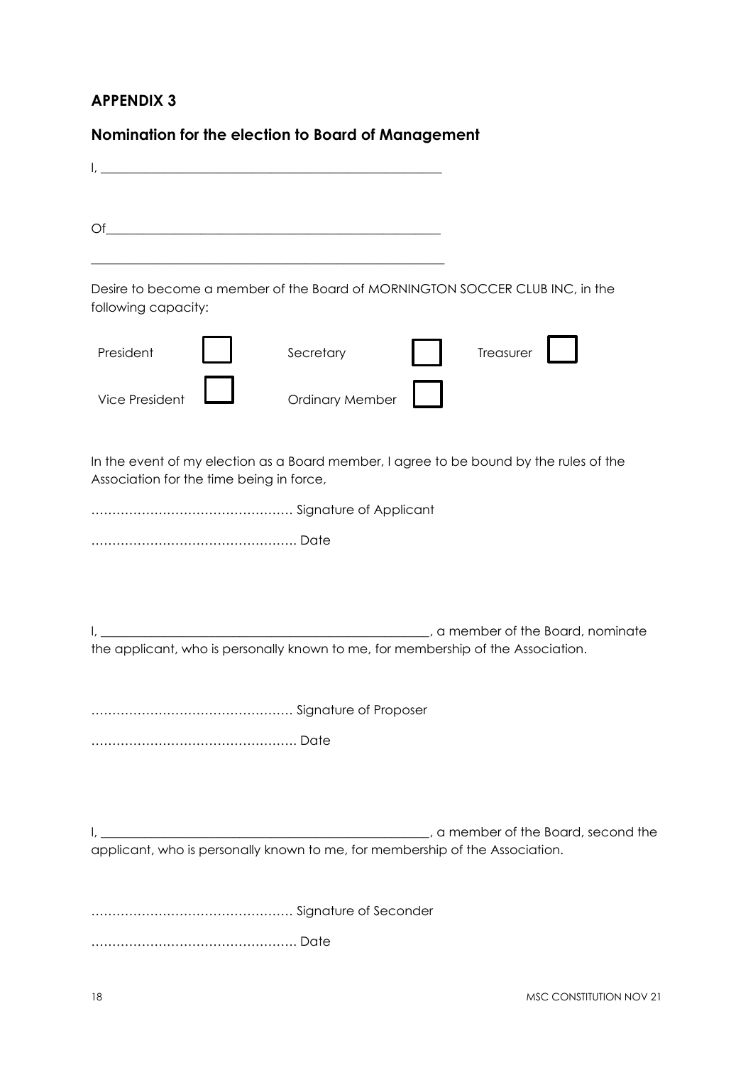## APPENDIX 3

### Nomination for the election to Board of Management

I, \_\_\_\_\_\_\_\_\_\_\_\_\_\_\_\_\_\_\_\_\_\_\_\_\_\_\_\_\_\_\_\_\_\_\_\_\_\_\_\_\_\_\_\_\_\_\_\_\_\_\_\_

Of\_\_\_\_\_\_\_\_\_\_\_\_\_\_\_\_\_\_\_\_\_\_\_\_\_\_\_\_\_\_\_\_\_\_\_\_\_\_\_\_\_\_\_\_\_\_\_\_\_\_\_\_

\_\_\_\_\_\_\_\_\_\_\_\_\_\_\_\_\_\_\_\_\_\_\_\_\_\_\_\_\_\_\_\_\_\_\_\_\_\_\_\_\_\_\_\_\_\_\_\_\_\_\_\_\_\_

Desire to become a member of the Board of MORNINGTON SOCCER CLUB INC, in the following capacity:

| | | | | | |
|---|---|---|---|---|---|
| President | ☐ | Secretary | ☐ | Treasurer | ☐ |
| Vice President | ☐ | Ordinary Member | ☐ | | |

In the event of my election as a Board member, I agree to be bound by the rules of the Association for the time being in force,

………………………………………… Signature of Applicant

………………………………………… Date

I, \_\_\_\_\_\_\_\_\_\_\_\_\_\_\_\_\_\_\_\_\_\_\_\_\_\_\_\_\_\_\_\_\_\_\_\_\_\_\_\_\_\_\_\_\_\_\_\_\_\_, a member of the Board, nominate the applicant, who is personally known to me, for membership of the Association.

………………………………………… Signature of Proposer

………………………………………… Date

I, \_\_\_\_\_\_\_\_\_\_\_\_\_\_\_\_\_\_\_\_\_\_\_\_\_\_\_\_\_\_\_\_\_\_\_\_\_\_\_\_\_\_\_\_\_\_\_\_\_\_, a member of the Board, second the applicant, who is personally known to me, for membership of the Association.

………………………………………… Signature of Seconder

………………………………………… Date